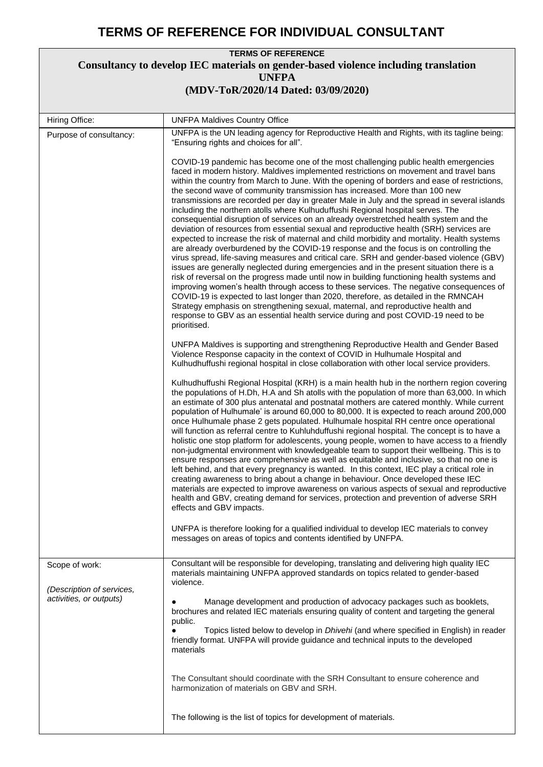# TERMS OF REFERENCE FOR INDIVIDUAL CONSULTANT

**TERMS OF REFERENCE**
**Consultancy to develop IEC materials on gender-based violence including translation**
**UNFPA**
**(MDV-ToR/2020/14 Dated: 03/09/2020)**

| | |
|---|---|
| Hiring Office: | UNFPA Maldives Country Office |
| Purpose of consultancy: | UNFPA is the UN leading agency for Reproductive Health and Rights, with its tagline being: "Ensuring rights and choices for all".<br><br>COVID-19 pandemic has become one of the most challenging public health emergencies faced in modern history. Maldives implemented restrictions on movement and travel bans within the country from March to June. With the opening of borders and ease of restrictions, the second wave of community transmission has increased. More than 100 new transmissions are recorded per day in greater Male in July and the spread in several islands including the northern atolls where Kulhuduffushi Regional hospital serves. The consequential disruption of services on an already overstretched health system and the deviation of resources from essential sexual and reproductive health (SRH) services are expected to increase the risk of maternal and child morbidity and mortality. Health systems are already overburdened by the COVID-19 response and the focus is on controlling the virus spread, life-saving measures and critical care. SRH and gender-based violence (GBV) issues are generally neglected during emergencies and in the present situation there is a risk of reversal on the progress made until now in building functioning health systems and improving women's health through access to these services. The negative consequences of COVID-19 is expected to last longer than 2020, therefore, as detailed in the RMNCAH Strategy emphasis on strengthening sexual, maternal, and reproductive health and response to GBV as an essential health service during and post COVID-19 need to be prioritised.<br><br>UNFPA Maldives is supporting and strengthening Reproductive Health and Gender Based Violence Response capacity in the context of COVID in Hulhumale Hospital and Kulhudhuffushi regional hospital in close collaboration with other local service providers.<br><br>Kulhudhuffushi Regional Hospital (KRH) is a main health hub in the northern region covering the populations of H.Dh, H.A and Sh atolls with the population of more than 63,000. In which an estimate of 300 plus antenatal and postnatal mothers are catered monthly. While current population of Hulhumale' is around 60,000 to 80,000. It is expected to reach around 200,000 once Hulhumale phase 2 gets populated. Hulhumale hospital RH centre once operational will function as referral centre to Kuhluhduffushi regional hospital. The concept is to have a holistic one stop platform for adolescents, young people, women to have access to a friendly non-judgmental environment with knowledgeable team to support their wellbeing. This is to ensure responses are comprehensive as well as equitable and inclusive, so that no one is left behind, and that every pregnancy is wanted. In this context, IEC play a critical role in creating awareness to bring about a change in behaviour. Once developed these IEC materials are expected to improve awareness on various aspects of sexual and reproductive health and GBV, creating demand for services, protection and prevention of adverse SRH effects and GBV impacts.<br><br>UNFPA is therefore looking for a qualified individual to develop IEC materials to convey messages on areas of topics and contents identified by UNFPA. |
| Scope of work:<br><br>*(Description of services, activities, or outputs)* | Consultant will be responsible for developing, translating and delivering high quality IEC materials maintaining UNFPA approved standards on topics related to gender-based violence.<br><br>● Manage development and production of advocacy packages such as booklets, brochures and related IEC materials ensuring quality of content and targeting the general public.<br>● Topics listed below to develop in *Dhivehi* (and where specified in English) in reader friendly format. UNFPA will provide guidance and technical inputs to the developed materials<br><br>The Consultant should coordinate with the SRH Consultant to ensure coherence and harmonization of materials on GBV and SRH.<br><br>The following is the list of topics for development of materials. |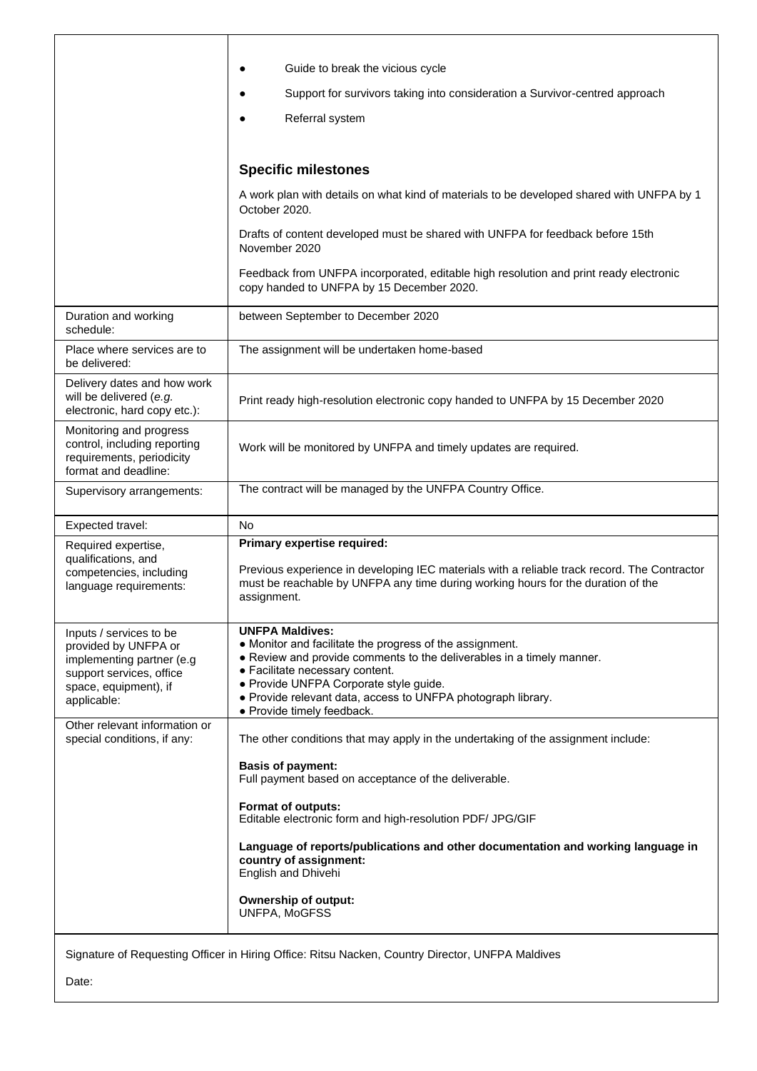| | |
|---|---|
| | ● Guide to break the vicious cycle<br>● Support for survivors taking into consideration a Survivor-centred approach<br>● Referral system<br><br>**Specific milestones**<br><br>A work plan with details on what kind of materials to be developed shared with UNFPA by 1 October 2020.<br><br>Drafts of content developed must be shared with UNFPA for feedback before 15th November 2020<br><br>Feedback from UNFPA incorporated, editable high resolution and print ready electronic copy handed to UNFPA by 15 December 2020. |
| Duration and working schedule: | between September to December 2020 |
| Place where services are to be delivered: | The assignment will be undertaken home-based |
| Delivery dates and how work will be delivered (*e.g. electronic, hard copy etc.*): | Print ready high-resolution electronic copy handed to UNFPA by 15 December 2020 |
| Monitoring and progress control, including reporting requirements, periodicity format and deadline: | Work will be monitored by UNFPA and timely updates are required. |
| Supervisory arrangements: | The contract will be managed by the UNFPA Country Office. |
| Expected travel: | No |
| Required expertise, qualifications, and competencies, including language requirements: | **Primary expertise required:**<br><br>Previous experience in developing IEC materials with a reliable track record. The Contractor must be reachable by UNFPA any time during working hours for the duration of the assignment. |
| Inputs / services to be provided by UNFPA or implementing partner (e.g support services, office space, equipment), if applicable: | **UNFPA Maldives:**<br>● Monitor and facilitate the progress of the assignment.<br>● Review and provide comments to the deliverables in a timely manner.<br>● Facilitate necessary content.<br>● Provide UNFPA Corporate style guide.<br>● Provide relevant data, access to UNFPA photograph library.<br>● Provide timely feedback. |
| Other relevant information or special conditions, if any: | The other conditions that may apply in the undertaking of the assignment include:<br><br>**Basis of payment:**<br>Full payment based on acceptance of the deliverable.<br><br>**Format of outputs:**<br>Editable electronic form and high-resolution PDF/ JPG/GIF<br><br>**Language of reports/publications and other documentation and working language in country of assignment:**<br>English and Dhivehi<br><br>**Ownership of output:**<br>UNFPA, MoGFSS |

Signature of Requesting Officer in Hiring Office: Ritsu Nacken, Country Director, UNFPA Maldives

Date: